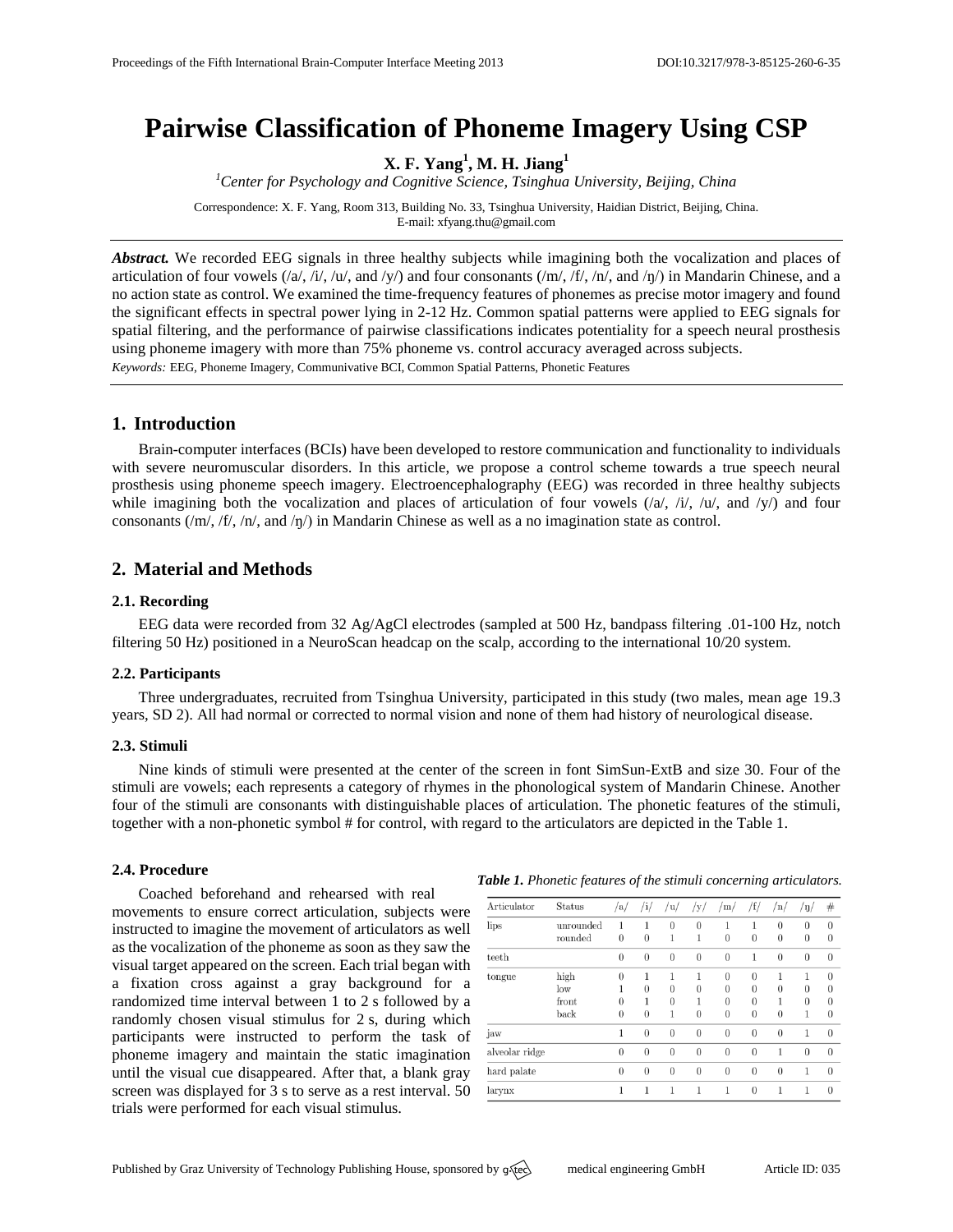# Pairwise Classification of Phoneme Imagery Using CSP

**X. F. Yang[1], M. H. Jiang[1]**

[1]*Center for Psychology and Cognitive Science, Tsinghua University, Beijing, China*

Correspondence: X. F. Yang, Room 313, Building No. 33, Tsinghua University, Haidian District, Beijing, China.
E-mail: xfyang.thu@gmail.com

***Abstract.*** We recorded EEG signals in three healthy subjects while imagining both the vocalization and places of articulation of four vowels (/a/, /i/, /u/, and /y/) and four consonants (/m/, /f/, /n/, and /ŋ/) in Mandarin Chinese, and a no action state as control. We examined the time-frequency features of phonemes as precise motor imagery and found the significant effects in spectral power lying in 2-12 Hz. Common spatial patterns were applied to EEG signals for spatial filtering, and the performance of pairwise classifications indicates potentiality for a speech neural prosthesis using phoneme imagery with more than 75% phoneme vs. control accuracy averaged across subjects.

*Keywords:* EEG, Phoneme Imagery, Communivative BCI, Common Spatial Patterns, Phonetic Features

## 1. Introduction

Brain-computer interfaces (BCIs) have been developed to restore communication and functionality to individuals with severe neuromuscular disorders. In this article, we propose a control scheme towards a true speech neural prosthesis using phoneme speech imagery. Electroencephalography (EEG) was recorded in three healthy subjects while imagining both the vocalization and places of articulation of four vowels (/a/, /i/, /u/, and /y/) and four consonants (/m/, /f/, /n/, and /ŋ/) in Mandarin Chinese as well as a no imagination state as control.

## 2. Material and Methods

### 2.1. Recording

EEG data were recorded from 32 Ag/AgCl electrodes (sampled at 500 Hz, bandpass filtering .01-100 Hz, notch filtering 50 Hz) positioned in a NeuroScan headcap on the scalp, according to the international 10/20 system.

### 2.2. Participants

Three undergraduates, recruited from Tsinghua University, participated in this study (two males, mean age 19.3 years, SD 2). All had normal or corrected to normal vision and none of them had history of neurological disease.

### 2.3. Stimuli

Nine kinds of stimuli were presented at the center of the screen in font SimSun-ExtB and size 30. Four of the stimuli are vowels; each represents a category of rhymes in the phonological system of Mandarin Chinese. Another four of the stimuli are consonants with distinguishable places of articulation. The phonetic features of the stimuli, together with a non-phonetic symbol # for control, with regard to the articulators are depicted in the Table 1.

### 2.4. Procedure

Coached beforehand and rehearsed with real movements to ensure correct articulation, subjects were instructed to imagine the movement of articulators as well as the vocalization of the phoneme as soon as they saw the visual target appeared on the screen. Each trial began with a fixation cross against a gray background for a randomized time interval between 1 to 2 s followed by a randomly chosen visual stimulus for 2 s, during which participants were instructed to perform the task of phoneme imagery and maintain the static imagination until the visual cue disappeared. After that, a blank gray screen was displayed for 3 s to serve as a rest interval. 50 trials were performed for each visual stimulus.

***Table 1.*** *Phonetic features of the stimuli concerning articulators.*

| Articulator | Status | /a/ | /i/ | /u/ | /y/ | /m/ | /f/ | /n/ | /ŋ/ | # |
|---|---|---|---|---|---|---|---|---|---|---|
| lips | unrounded | 1 | 1 | 0 | 0 | 1 | 1 | 0 | 0 | 0 |
| | rounded | 0 | 0 | 1 | 1 | 0 | 0 | 0 | 0 | 0 |
| teeth | | 0 | 0 | 0 | 0 | 0 | 1 | 0 | 0 | 0 |
| tongue | high | 0 | 1 | 1 | 1 | 0 | 0 | 1 | 1 | 0 |
| | low | 1 | 0 | 0 | 0 | 0 | 0 | 0 | 0 | 0 |
| | front | 0 | 1 | 0 | 1 | 0 | 0 | 1 | 0 | 0 |
| | back | 0 | 0 | 1 | 0 | 0 | 0 | 0 | 1 | 0 |
| jaw | | 1 | 0 | 0 | 0 | 0 | 0 | 0 | 1 | 0 |
| alveolar ridge | | 0 | 0 | 0 | 0 | 0 | 0 | 1 | 0 | 0 |
| hard palate | | 0 | 0 | 0 | 0 | 0 | 0 | 0 | 1 | 0 |
| larynx | | 1 | 1 | 1 | 1 | 1 | 0 | 1 | 1 | 0 |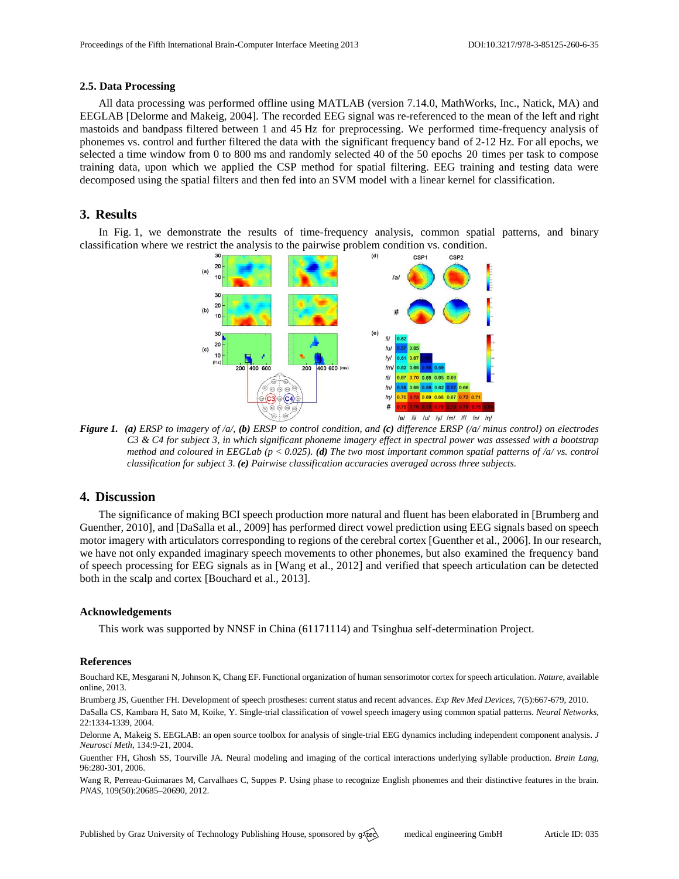### 2.5. Data Processing

All data processing was performed offline using MATLAB (version 7.14.0, MathWorks, Inc., Natick, MA) and EEGLAB [Delorme and Makeig, 2004]. The recorded EEG signal was re-referenced to the mean of the left and right mastoids and bandpass filtered between 1 and 45 Hz for preprocessing. We performed time-frequency analysis of phonemes vs. control and further filtered the data with the significant frequency band of 2-12 Hz. For all epochs, we selected a time window from 0 to 800 ms and randomly selected 40 of the 50 epochs 20 times per task to compose training data, upon which we applied the CSP method for spatial filtering. EEG training and testing data were decomposed using the spatial filters and then fed into an SVM model with a linear kernel for classification.

## 3. Results

In Fig. 1, we demonstrate the results of time-frequency analysis, common spatial patterns, and binary classification where we restrict the analysis to the pairwise problem condition vs. condition.

*Figure 1. **(a)** ERSP to imagery of /a/, **(b)** ERSP to control condition, and **(c)** difference ERSP (/a/ minus control) on electrodes C3 & C4 for subject 3, in which significant phoneme imagery effect in spectral power was assessed with a bootstrap method and coloured in EEGLab (p < 0.025). **(d)** The two most important common spatial patterns of /a/ vs. control classification for subject 3. **(e)** Pairwise classification accuracies averaged across three subjects.*

## 4. Discussion

The significance of making BCI speech production more natural and fluent has been elaborated in [Brumberg and Guenther, 2010], and [DaSalla et al., 2009] has performed direct vowel prediction using EEG signals based on speech motor imagery with articulators corresponding to regions of the cerebral cortex [Guenther et al., 2006]. In our research, we have not only expanded imaginary speech movements to other phonemes, but also examined the frequency band of speech processing for EEG signals as in [Wang et al., 2012] and verified that speech articulation can be detected both in the scalp and cortex [Bouchard et al., 2013].

### Acknowledgements

This work was supported by NNSF in China (61171114) and Tsinghua self-determination Project.

### References

Bouchard KE, Mesgarani N, Johnson K, Chang EF. Functional organization of human sensorimotor cortex for speech articulation. *Nature*, available online, 2013.

Brumberg JS, Guenther FH. Development of speech prostheses: current status and recent advances. *Exp Rev Med Devices*, 7(5):667-679, 2010.

DaSalla CS, Kambara H, Sato M, Koike, Y. Single-trial classification of vowel speech imagery using common spatial patterns. *Neural Networks*, 22:1334-1339, 2004.

Delorme A, Makeig S. EEGLAB: an open source toolbox for analysis of single-trial EEG dynamics including independent component analysis. *J Neurosci Meth*, 134:9-21, 2004.

Guenther FH, Ghosh SS, Tourville JA. Neural modeling and imaging of the cortical interactions underlying syllable production. *Brain Lang*, 96:280-301, 2006.

Wang R, Perreau-Guimaraes M, Carvalhaes C, Suppes P. Using phase to recognize English phonemes and their distinctive features in the brain. *PNAS*, 109(50):20685–20690, 2012.